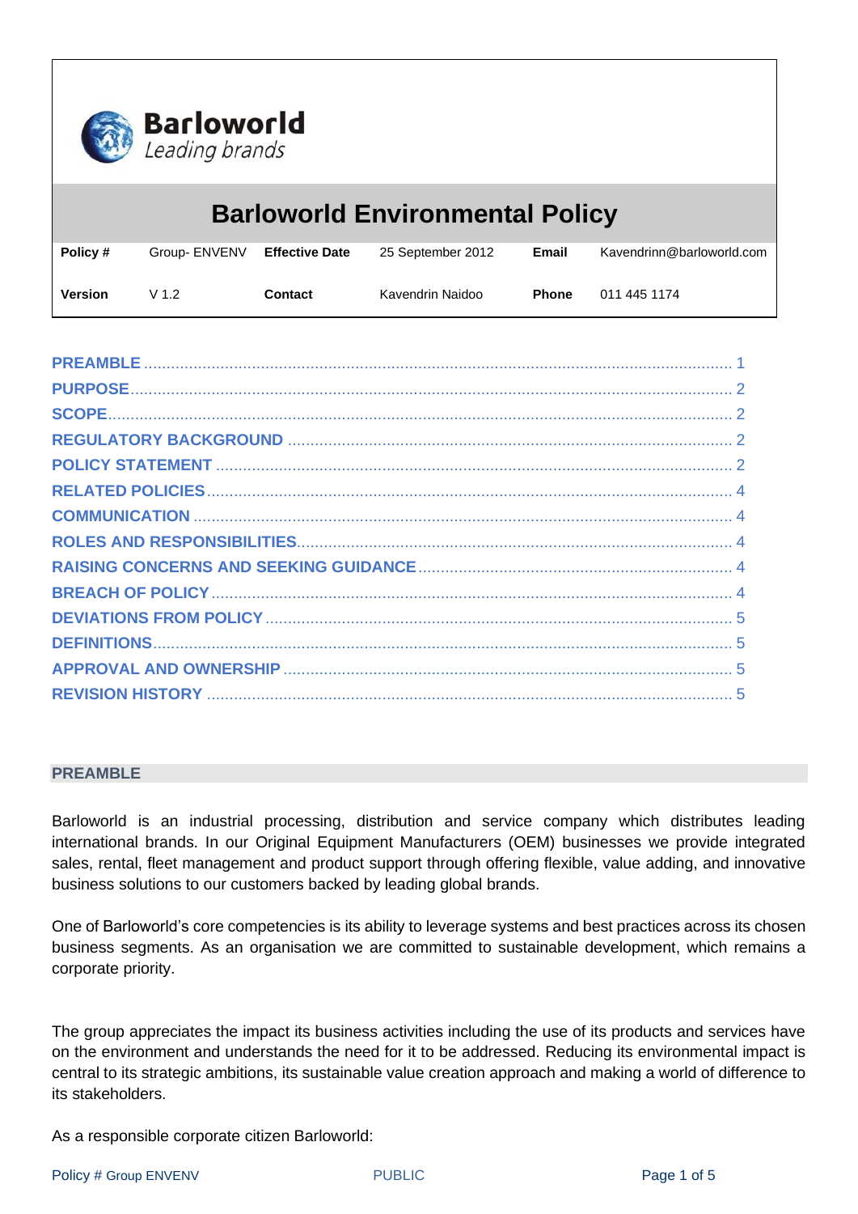Barloworld
*Leading brands*

# Barloworld Environmental Policy

| **Policy #** | Group- ENVENV | **Effective Date** | 25 September 2012 | **Email** | Kavendrinn@barloworld.com |
|---|---|---|---|---|---|
| **Version** | V 1.2 | **Contact** | Kavendrin Naidoo | **Phone** | 011 445 1174 |

- PREAMBLE .......... 1
- PURPOSE .......... 2
- SCOPE .......... 2
- REGULATORY BACKGROUND .......... 2
- POLICY STATEMENT .......... 2
- RELATED POLICIES .......... 4
- COMMUNICATION .......... 4
- ROLES AND RESPONSIBILITIES .......... 4
- RAISING CONCERNS AND SEEKING GUIDANCE .......... 4
- BREACH OF POLICY .......... 4
- DEVIATIONS FROM POLICY .......... 5
- DEFINITIONS .......... 5
- APPROVAL AND OWNERSHIP .......... 5
- REVISION HISTORY .......... 5

## PREAMBLE

Barloworld is an industrial processing, distribution and service company which distributes leading international brands. In our Original Equipment Manufacturers (OEM) businesses we provide integrated sales, rental, fleet management and product support through offering flexible, value adding, and innovative business solutions to our customers backed by leading global brands.

One of Barloworld's core competencies is its ability to leverage systems and best practices across its chosen business segments. As an organisation we are committed to sustainable development, which remains a corporate priority.

The group appreciates the impact its business activities including the use of its products and services have on the environment and understands the need for it to be addressed. Reducing its environmental impact is central to its strategic ambitions, its sustainable value creation approach and making a world of difference to its stakeholders.

As a responsible corporate citizen Barloworld: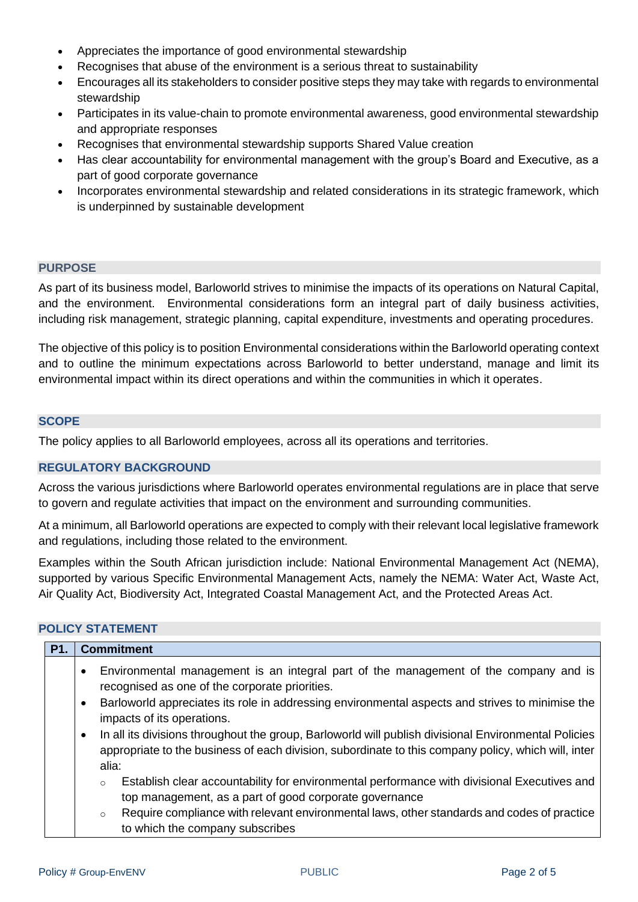- Appreciates the importance of good environmental stewardship
- Recognises that abuse of the environment is a serious threat to sustainability
- Encourages all its stakeholders to consider positive steps they may take with regards to environmental stewardship
- Participates in its value-chain to promote environmental awareness, good environmental stewardship and appropriate responses
- Recognises that environmental stewardship supports Shared Value creation
- Has clear accountability for environmental management with the group's Board and Executive, as a part of good corporate governance
- Incorporates environmental stewardship and related considerations in its strategic framework, which is underpinned by sustainable development

## PURPOSE

As part of its business model, Barloworld strives to minimise the impacts of its operations on Natural Capital, and the environment. Environmental considerations form an integral part of daily business activities, including risk management, strategic planning, capital expenditure, investments and operating procedures.

The objective of this policy is to position Environmental considerations within the Barloworld operating context and to outline the minimum expectations across Barloworld to better understand, manage and limit its environmental impact within its direct operations and within the communities in which it operates.

## SCOPE

The policy applies to all Barloworld employees, across all its operations and territories.

## REGULATORY BACKGROUND

Across the various jurisdictions where Barloworld operates environmental regulations are in place that serve to govern and regulate activities that impact on the environment and surrounding communities.

At a minimum, all Barloworld operations are expected to comply with their relevant local legislative framework and regulations, including those related to the environment.

Examples within the South African jurisdiction include: National Environmental Management Act (NEMA), supported by various Specific Environmental Management Acts, namely the NEMA: Water Act, Waste Act, Air Quality Act, Biodiversity Act, Integrated Coastal Management Act, and the Protected Areas Act.

## POLICY STATEMENT

| P1. | Commitment |
|---|---|
| | • Environmental management is an integral part of the management of the company and is recognised as one of the corporate priorities.<br>• Barloworld appreciates its role in addressing environmental aspects and strives to minimise the impacts of its operations.<br>• In all its divisions throughout the group, Barloworld will publish divisional Environmental Policies appropriate to the business of each division, subordinate to this company policy, which will, inter alia:<br>  ○ Establish clear accountability for environmental performance with divisional Executives and top management, as a part of good corporate governance<br>  ○ Require compliance with relevant environmental laws, other standards and codes of practice to which the company subscribes |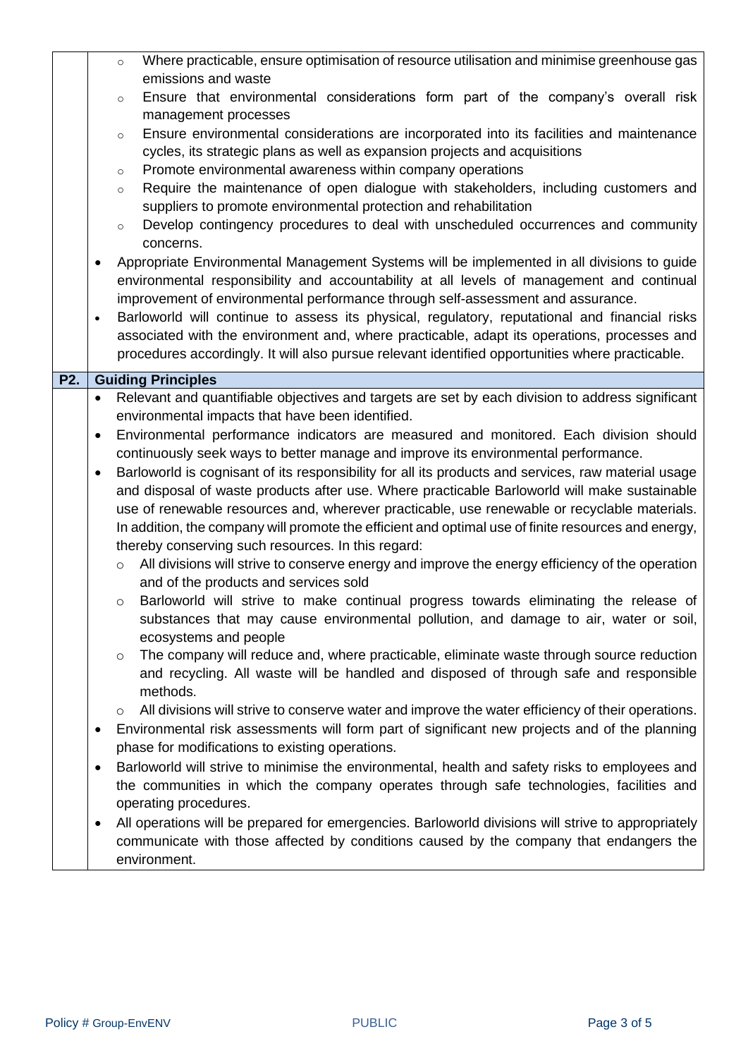- Where practicable, ensure optimisation of resource utilisation and minimise greenhouse gas emissions and waste
  - Ensure that environmental considerations form part of the company's overall risk management processes
  - Ensure environmental considerations are incorporated into its facilities and maintenance cycles, its strategic plans as well as expansion projects and acquisitions
  - Promote environmental awareness within company operations
  - Require the maintenance of open dialogue with stakeholders, including customers and suppliers to promote environmental protection and rehabilitation
  - Develop contingency procedures to deal with unscheduled occurrences and community concerns.
- Appropriate Environmental Management Systems will be implemented in all divisions to guide environmental responsibility and accountability at all levels of management and continual improvement of environmental performance through self-assessment and assurance.
- Barloworld will continue to assess its physical, regulatory, reputational and financial risks associated with the environment and, where practicable, adapt its operations, processes and procedures accordingly. It will also pursue relevant identified opportunities where practicable.

## P2. Guiding Principles

- Relevant and quantifiable objectives and targets are set by each division to address significant environmental impacts that have been identified.
- Environmental performance indicators are measured and monitored. Each division should continuously seek ways to better manage and improve its environmental performance.
- Barloworld is cognisant of its responsibility for all its products and services, raw material usage and disposal of waste products after use. Where practicable Barloworld will make sustainable use of renewable resources and, wherever practicable, use renewable or recyclable materials. In addition, the company will promote the efficient and optimal use of finite resources and energy, thereby conserving such resources. In this regard:
  - All divisions will strive to conserve energy and improve the energy efficiency of the operation and of the products and services sold
  - Barloworld will strive to make continual progress towards eliminating the release of substances that may cause environmental pollution, and damage to air, water or soil, ecosystems and people
  - The company will reduce and, where practicable, eliminate waste through source reduction and recycling. All waste will be handled and disposed of through safe and responsible methods.
  - All divisions will strive to conserve water and improve the water efficiency of their operations.
- Environmental risk assessments will form part of significant new projects and of the planning phase for modifications to existing operations.
- Barloworld will strive to minimise the environmental, health and safety risks to employees and the communities in which the company operates through safe technologies, facilities and operating procedures.
- All operations will be prepared for emergencies. Barloworld divisions will strive to appropriately communicate with those affected by conditions caused by the company that endangers the environment.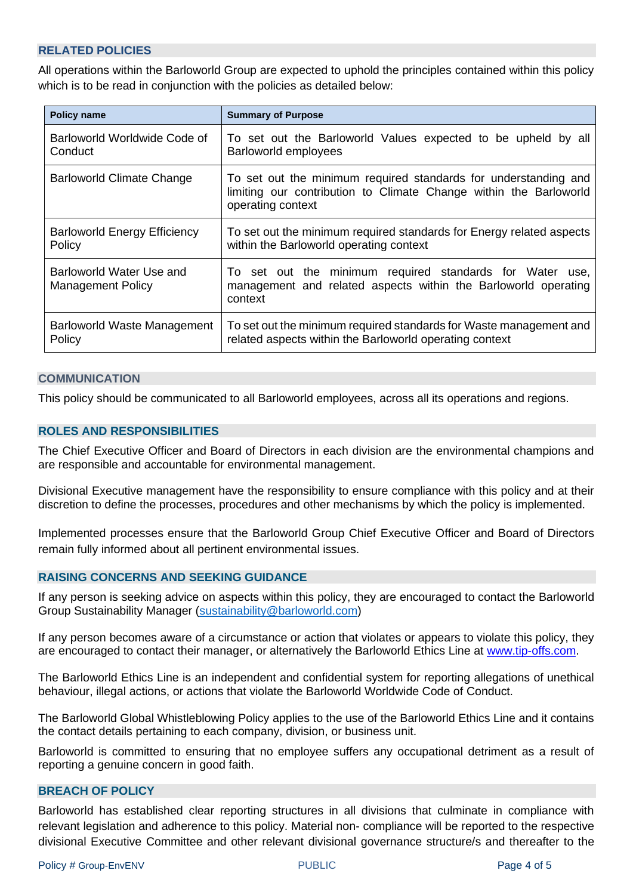## RELATED POLICIES

All operations within the Barloworld Group are expected to uphold the principles contained within this policy which is to be read in conjunction with the policies as detailed below:

| Policy name | Summary of Purpose |
| --- | --- |
| Barloworld Worldwide Code of Conduct | To set out the Barloworld Values expected to be upheld by all Barloworld employees |
| Barloworld Climate Change | To set out the minimum required standards for understanding and limiting our contribution to Climate Change within the Barloworld operating context |
| Barloworld Energy Efficiency Policy | To set out the minimum required standards for Energy related aspects within the Barloworld operating context |
| Barloworld Water Use and Management Policy | To set out the minimum required standards for Water use, management and related aspects within the Barloworld operating context |
| Barloworld Waste Management Policy | To set out the minimum required standards for Waste management and related aspects within the Barloworld operating context |

## COMMUNICATION

This policy should be communicated to all Barloworld employees, across all its operations and regions.

## ROLES AND RESPONSIBILITIES

The Chief Executive Officer and Board of Directors in each division are the environmental champions and are responsible and accountable for environmental management.

Divisional Executive management have the responsibility to ensure compliance with this policy and at their discretion to define the processes, procedures and other mechanisms by which the policy is implemented.

Implemented processes ensure that the Barloworld Group Chief Executive Officer and Board of Directors remain fully informed about all pertinent environmental issues.

## RAISING CONCERNS AND SEEKING GUIDANCE

If any person is seeking advice on aspects within this policy, they are encouraged to contact the Barloworld Group Sustainability Manager (sustainability@barloworld.com)

If any person becomes aware of a circumstance or action that violates or appears to violate this policy, they are encouraged to contact their manager, or alternatively the Barloworld Ethics Line at www.tip-offs.com.

The Barloworld Ethics Line is an independent and confidential system for reporting allegations of unethical behaviour, illegal actions, or actions that violate the Barloworld Worldwide Code of Conduct.

The Barloworld Global Whistleblowing Policy applies to the use of the Barloworld Ethics Line and it contains the contact details pertaining to each company, division, or business unit.

Barloworld is committed to ensuring that no employee suffers any occupational detriment as a result of reporting a genuine concern in good faith.

## BREACH OF POLICY

Barloworld has established clear reporting structures in all divisions that culminate in compliance with relevant legislation and adherence to this policy. Material non- compliance will be reported to the respective divisional Executive Committee and other relevant divisional governance structure/s and thereafter to the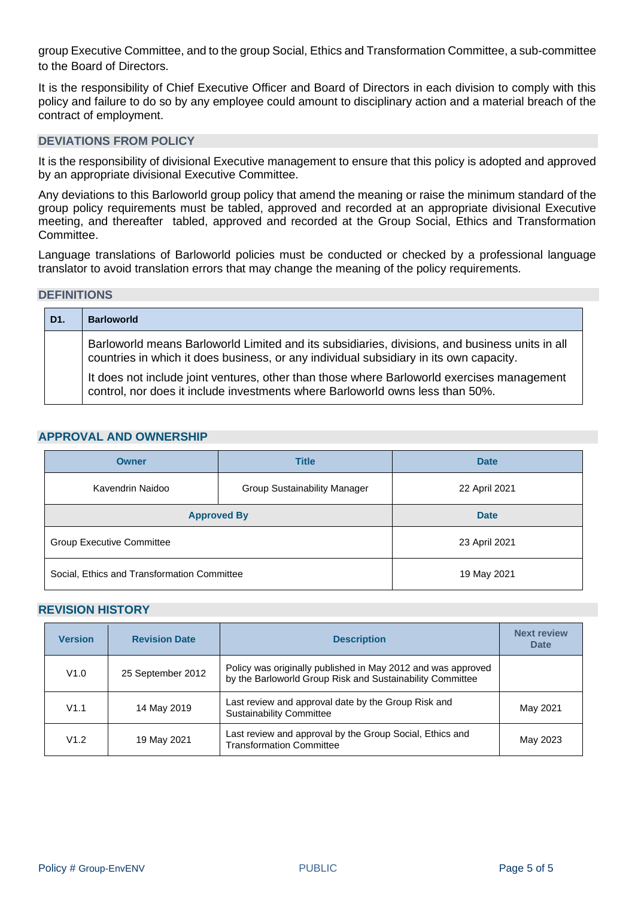group Executive Committee, and to the group Social, Ethics and Transformation Committee, a sub-committee to the Board of Directors.

It is the responsibility of Chief Executive Officer and Board of Directors in each division to comply with this policy and failure to do so by any employee could amount to disciplinary action and a material breach of the contract of employment.

## DEVIATIONS FROM POLICY

It is the responsibility of divisional Executive management to ensure that this policy is adopted and approved by an appropriate divisional Executive Committee.

Any deviations to this Barloworld group policy that amend the meaning or raise the minimum standard of the group policy requirements must be tabled, approved and recorded at an appropriate divisional Executive meeting, and thereafter tabled, approved and recorded at the Group Social, Ethics and Transformation Committee.

Language translations of Barloworld policies must be conducted or checked by a professional language translator to avoid translation errors that may change the meaning of the policy requirements.

## DEFINITIONS

| D1. | Barloworld |
|---|---|
| | Barloworld means Barloworld Limited and its subsidiaries, divisions, and business units in all countries in which it does business, or any individual subsidiary in its own capacity.<br><br>It does not include joint ventures, other than those where Barloworld exercises management control, nor does it include investments where Barloworld owns less than 50%. |

## APPROVAL AND OWNERSHIP

| Owner | Title | Date |
|---|---|---|
| Kavendrin Naidoo | Group Sustainability Manager | 22 April 2021 |
| **Approved By** | | **Date** |
| Group Executive Committee | | 23 April 2021 |
| Social, Ethics and Transformation Committee | | 19 May 2021 |

## REVISION HISTORY

| Version | Revision Date | Description | Next review Date |
|---|---|---|---|
| V1.0 | 25 September 2012 | Policy was originally published in May 2012 and was approved by the Barloworld Group Risk and Sustainability Committee | |
| V1.1 | 14 May 2019 | Last review and approval date by the Group Risk and Sustainability Committee | May 2021 |
| V1.2 | 19 May 2021 | Last review and approval by the Group Social, Ethics and Transformation Committee | May 2023 |